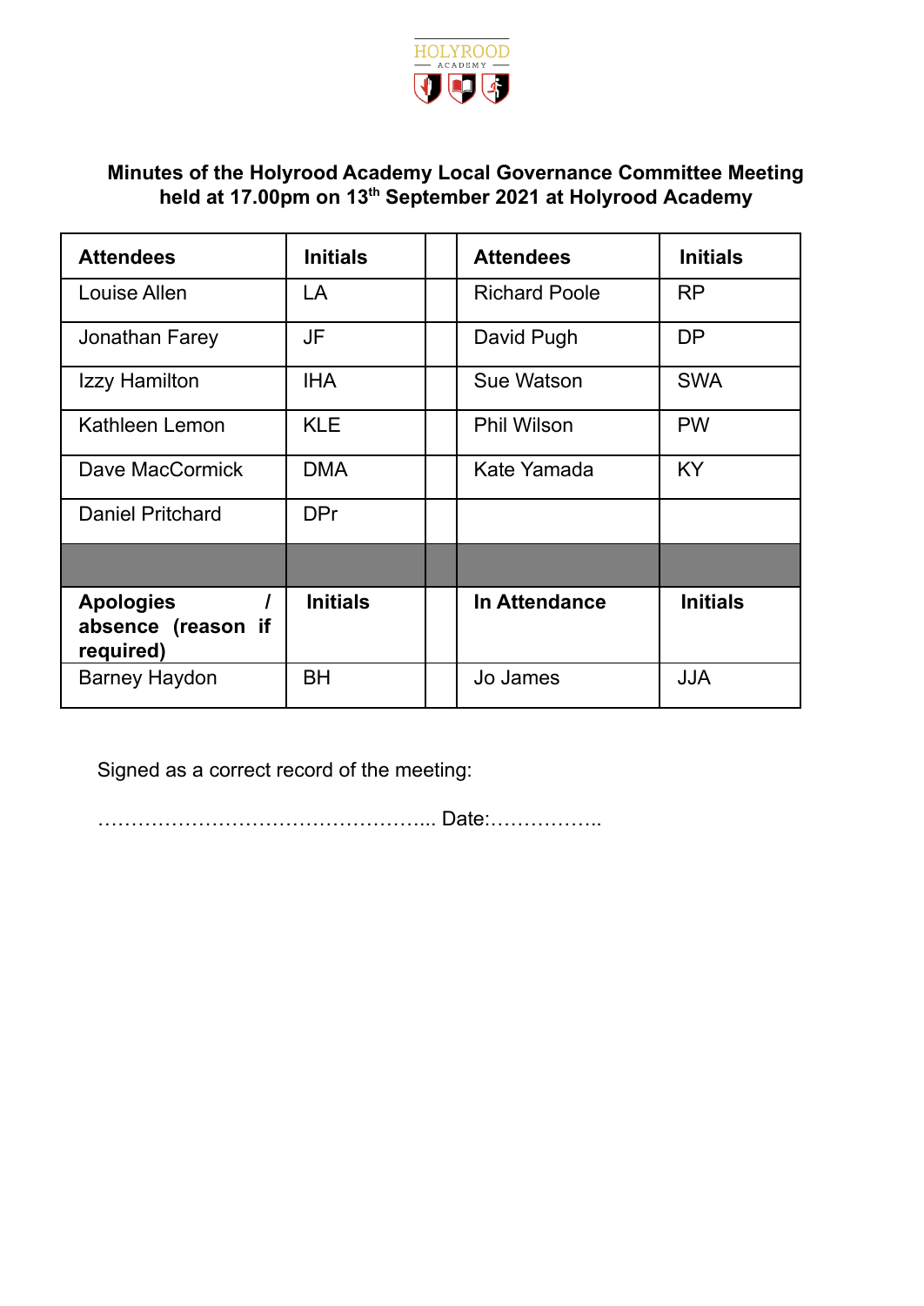HOLYROOD
ACADEMY

**Minutes of the Holyrood Academy Local Governance Committee Meeting held at 17.00pm on 13th September 2021 at Holyrood Academy**

| Attendees | Initials | | Attendees | Initials |
|---|---|---|---|---|
| Louise Allen | LA | | Richard Poole | RP |
| Jonathan Farey | JF | | David Pugh | DP |
| Izzy Hamilton | IHA | | Sue Watson | SWA |
| Kathleen Lemon | KLE | | Phil Wilson | PW |
| Dave MacCormick | DMA | | Kate Yamada | KY |
| Daniel Pritchard | DPr | | | |
| | | | | |
| **Apologies / absence (reason if required)** | **Initials** | | **In Attendance** | **Initials** |
| Barney Haydon | BH | | Jo James | JJA |

Signed as a correct record of the meeting:

………………………………………... Date:……………..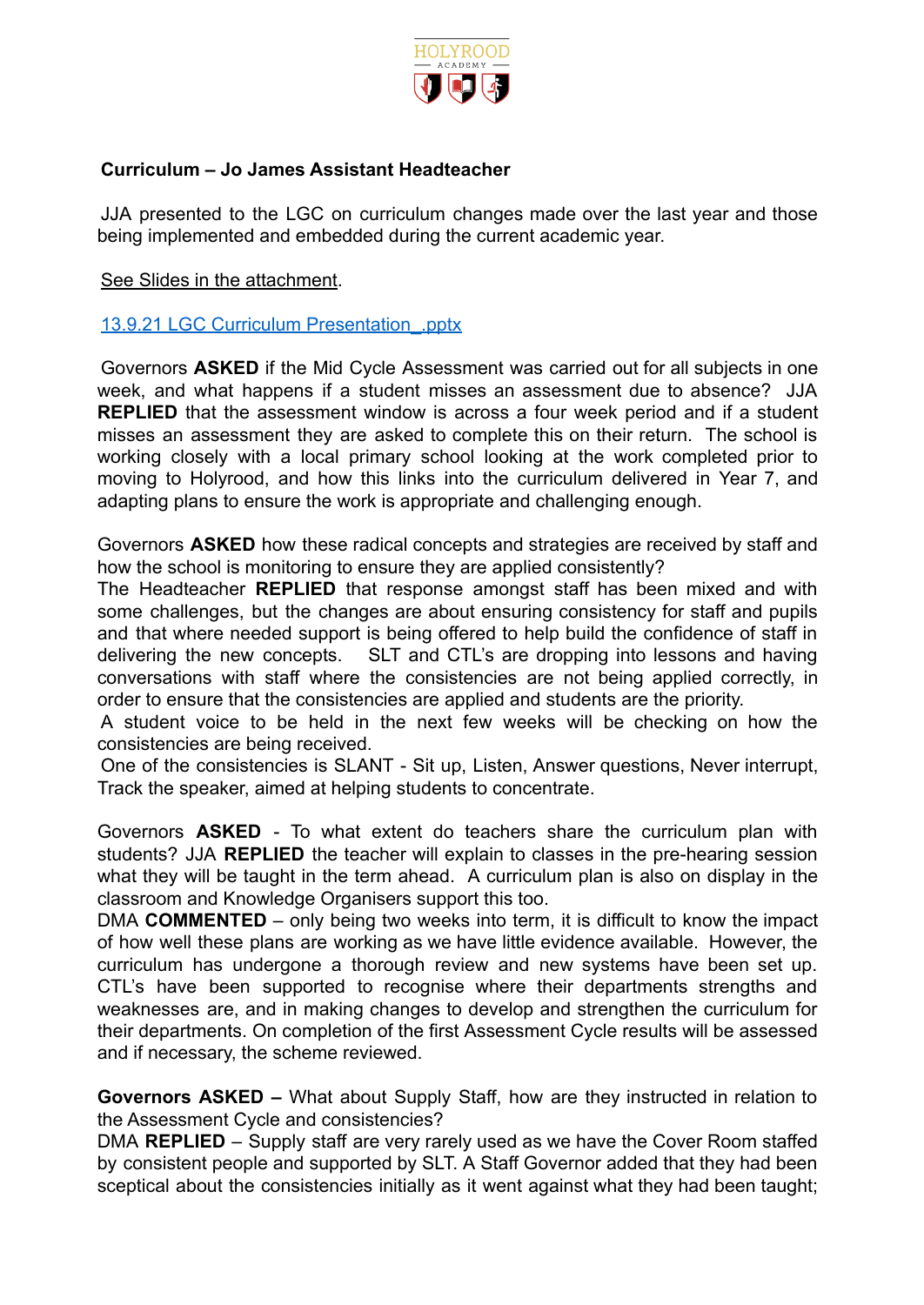**Curriculum – Jo James Assistant Headteacher**

JJA presented to the LGC on curriculum changes made over the last year and those being implemented and embedded during the current academic year.

See Slides in the attachment.

13.9.21 LGC Curriculum Presentation_.pptx

Governors **ASKED** if the Mid Cycle Assessment was carried out for all subjects in one week, and what happens if a student misses an assessment due to absence? JJA **REPLIED** that the assessment window is across a four week period and if a student misses an assessment they are asked to complete this on their return. The school is working closely with a local primary school looking at the work completed prior to moving to Holyrood, and how this links into the curriculum delivered in Year 7, and adapting plans to ensure the work is appropriate and challenging enough.

Governors **ASKED** how these radical concepts and strategies are received by staff and how the school is monitoring to ensure they are applied consistently?
The Headteacher **REPLIED** that response amongst staff has been mixed and with some challenges, but the changes are about ensuring consistency for staff and pupils and that where needed support is being offered to help build the confidence of staff in delivering the new concepts. SLT and CTL's are dropping into lessons and having conversations with staff where the consistencies are not being applied correctly, in order to ensure that the consistencies are applied and students are the priority.
A student voice to be held in the next few weeks will be checking on how the consistencies are being received.
One of the consistencies is SLANT - Sit up, Listen, Answer questions, Never interrupt, Track the speaker, aimed at helping students to concentrate.

Governors **ASKED** - To what extent do teachers share the curriculum plan with students? JJA **REPLIED** the teacher will explain to classes in the pre-hearing session what they will be taught in the term ahead. A curriculum plan is also on display in the classroom and Knowledge Organisers support this too.
DMA **COMMENTED** – only being two weeks into term, it is difficult to know the impact of how well these plans are working as we have little evidence available. However, the curriculum has undergone a thorough review and new systems have been set up. CTL's have been supported to recognise where their departments strengths and weaknesses are, and in making changes to develop and strengthen the curriculum for their departments. On completion of the first Assessment Cycle results will be assessed and if necessary, the scheme reviewed.

**Governors ASKED –** What about Supply Staff, how are they instructed in relation to the Assessment Cycle and consistencies?
DMA **REPLIED** – Supply staff are very rarely used as we have the Cover Room staffed by consistent people and supported by SLT. A Staff Governor added that they had been sceptical about the consistencies initially as it went against what they had been taught;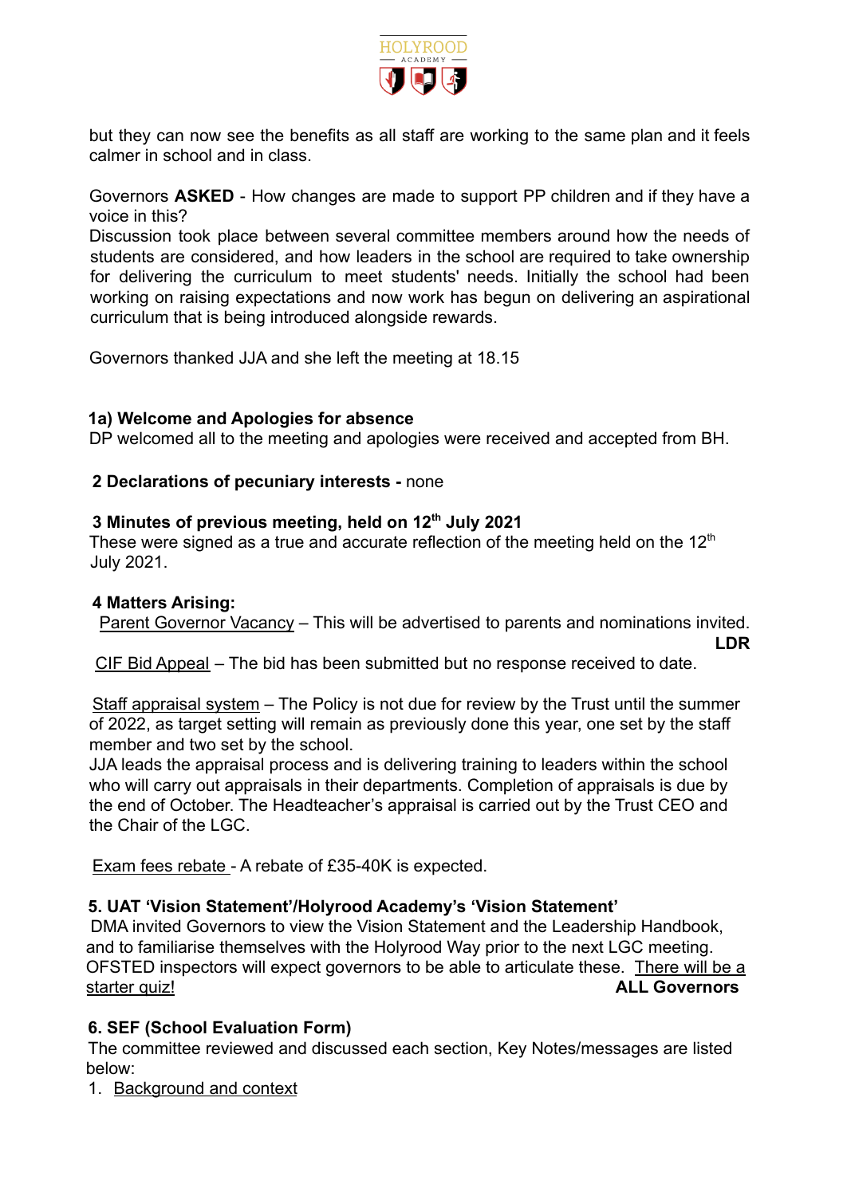but they can now see the benefits as all staff are working to the same plan and it feels calmer in school and in class.

Governors **ASKED** - How changes are made to support PP children and if they have a voice in this?
Discussion took place between several committee members around how the needs of students are considered, and how leaders in the school are required to take ownership for delivering the curriculum to meet students' needs. Initially the school had been working on raising expectations and now work has begun on delivering an aspirational curriculum that is being introduced alongside rewards.

Governors thanked JJA and she left the meeting at 18.15

**1a) Welcome and Apologies for absence**
DP welcomed all to the meeting and apologies were received and accepted from BH.

**2 Declarations of pecuniary interests -** none

**3 Minutes of previous meeting, held on 12th July 2021**
These were signed as a true and accurate reflection of the meeting held on the 12th July 2021.

**4 Matters Arising:**
Parent Governor Vacancy – This will be advertised to parents and nominations invited. **LDR**

CIF Bid Appeal – The bid has been submitted but no response received to date.

Staff appraisal system – The Policy is not due for review by the Trust until the summer of 2022, as target setting will remain as previously done this year, one set by the staff member and two set by the school.
JJA leads the appraisal process and is delivering training to leaders within the school who will carry out appraisals in their departments. Completion of appraisals is due by the end of October. The Headteacher's appraisal is carried out by the Trust CEO and the Chair of the LGC.

Exam fees rebate - A rebate of £35-40K is expected.

**5. UAT 'Vision Statement'/Holyrood Academy's 'Vision Statement'**
DMA invited Governors to view the Vision Statement and the Leadership Handbook, and to familiarise themselves with the Holyrood Way prior to the next LGC meeting. OFSTED inspectors will expect governors to be able to articulate these. There will be a starter quiz! **ALL Governors**

**6. SEF (School Evaluation Form)**
The committee reviewed and discussed each section, Key Notes/messages are listed below:

1. Background and context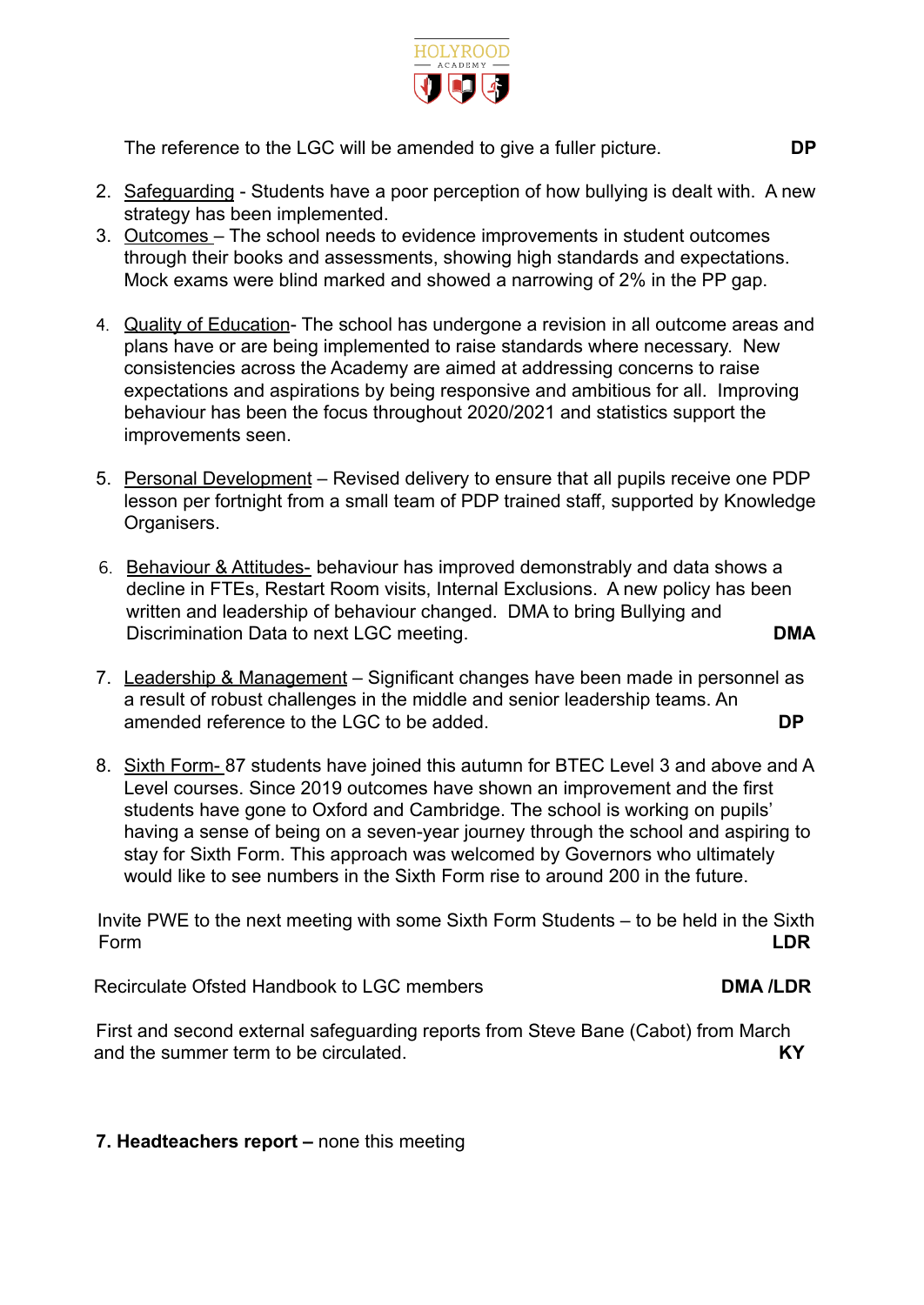The reference to the LGC will be amended to give a fuller picture. **DP**

2. <u>Safeguarding</u> - Students have a poor perception of how bullying is dealt with. A new strategy has been implemented.
3. <u>Outcomes</u> – The school needs to evidence improvements in student outcomes through their books and assessments, showing high standards and expectations. Mock exams were blind marked and showed a narrowing of 2% in the PP gap.
4. <u>Quality of Education</u>- The school has undergone a revision in all outcome areas and plans have or are being implemented to raise standards where necessary. New consistencies across the Academy are aimed at addressing concerns to raise expectations and aspirations by being responsive and ambitious for all. Improving behaviour has been the focus throughout 2020/2021 and statistics support the improvements seen.
5. <u>Personal Development</u> – Revised delivery to ensure that all pupils receive one PDP lesson per fortnight from a small team of PDP trained staff, supported by Knowledge Organisers.
6. <u>Behaviour & Attitudes-</u> behaviour has improved demonstrably and data shows a decline in FTEs, Restart Room visits, Internal Exclusions. A new policy has been written and leadership of behaviour changed. DMA to bring Bullying and Discrimination Data to next LGC meeting. **DMA**
7. <u>Leadership & Management</u> – Significant changes have been made in personnel as a result of robust challenges in the middle and senior leadership teams. An amended reference to the LGC to be added. **DP**
8. <u>Sixth Form-</u> 87 students have joined this autumn for BTEC Level 3 and above and A Level courses. Since 2019 outcomes have shown an improvement and the first students have gone to Oxford and Cambridge. The school is working on pupils' having a sense of being on a seven-year journey through the school and aspiring to stay for Sixth Form. This approach was welcomed by Governors who ultimately would like to see numbers in the Sixth Form rise to around 200 in the future.

Invite PWE to the next meeting with some Sixth Form Students – to be held in the Sixth Form **LDR**

Recirculate Ofsted Handbook to LGC members **DMA /LDR**

First and second external safeguarding reports from Steve Bane (Cabot) from March and the summer term to be circulated. **KY**

**7. Headteachers report –** none this meeting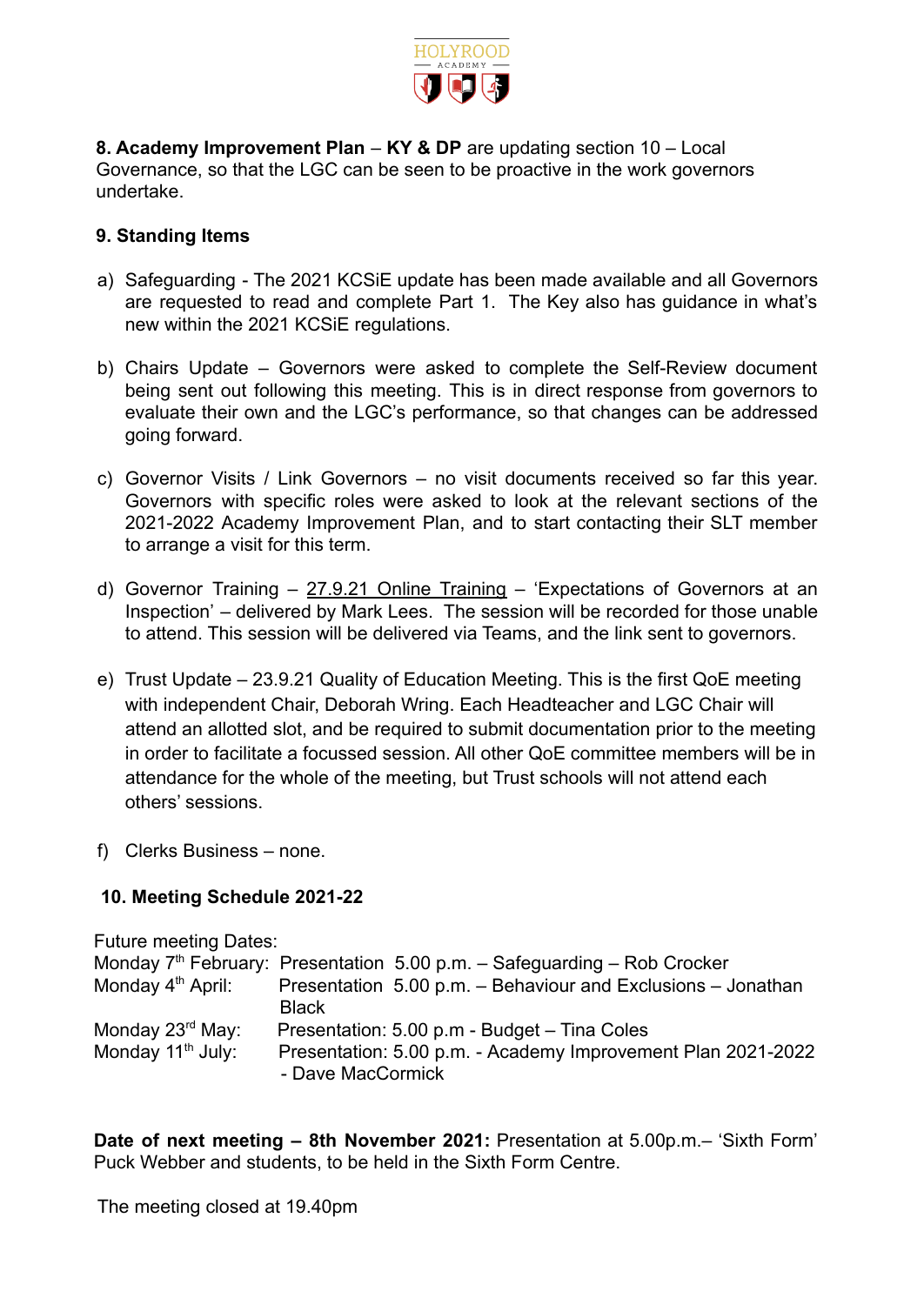**8. Academy Improvement Plan** – **KY & DP** are updating section 10 – Local Governance, so that the LGC can be seen to be proactive in the work governors undertake.

**9. Standing Items**

a) Safeguarding - The 2021 KCSiE update has been made available and all Governors are requested to read and complete Part 1. The Key also has guidance in what's new within the 2021 KCSiE regulations.

b) Chairs Update – Governors were asked to complete the Self-Review document being sent out following this meeting. This is in direct response from governors to evaluate their own and the LGC's performance, so that changes can be addressed going forward.

c) Governor Visits / Link Governors – no visit documents received so far this year. Governors with specific roles were asked to look at the relevant sections of the 2021-2022 Academy Improvement Plan, and to start contacting their SLT member to arrange a visit for this term.

d) Governor Training – 27.9.21 Online Training – 'Expectations of Governors at an Inspection' – delivered by Mark Lees. The session will be recorded for those unable to attend. This session will be delivered via Teams, and the link sent to governors.

e) Trust Update – 23.9.21 Quality of Education Meeting. This is the first QoE meeting with independent Chair, Deborah Wring. Each Headteacher and LGC Chair will attend an allotted slot, and be required to submit documentation prior to the meeting in order to facilitate a focussed session. All other QoE committee members will be in attendance for the whole of the meeting, but Trust schools will not attend each others' sessions.

f) Clerks Business – none.

**10. Meeting Schedule 2021-22**

Future meeting Dates:

| | |
|---|---|
| Monday 7th February: | Presentation 5.00 p.m. – Safeguarding – Rob Crocker |
| Monday 4th April: | Presentation 5.00 p.m. – Behaviour and Exclusions – Jonathan Black |
| Monday 23rd May: | Presentation: 5.00 p.m - Budget – Tina Coles |
| Monday 11th July: | Presentation: 5.00 p.m. - Academy Improvement Plan 2021-2022 - Dave MacCormick |

**Date of next meeting – 8th November 2021:** Presentation at 5.00p.m.– 'Sixth Form' Puck Webber and students, to be held in the Sixth Form Centre.

The meeting closed at 19.40pm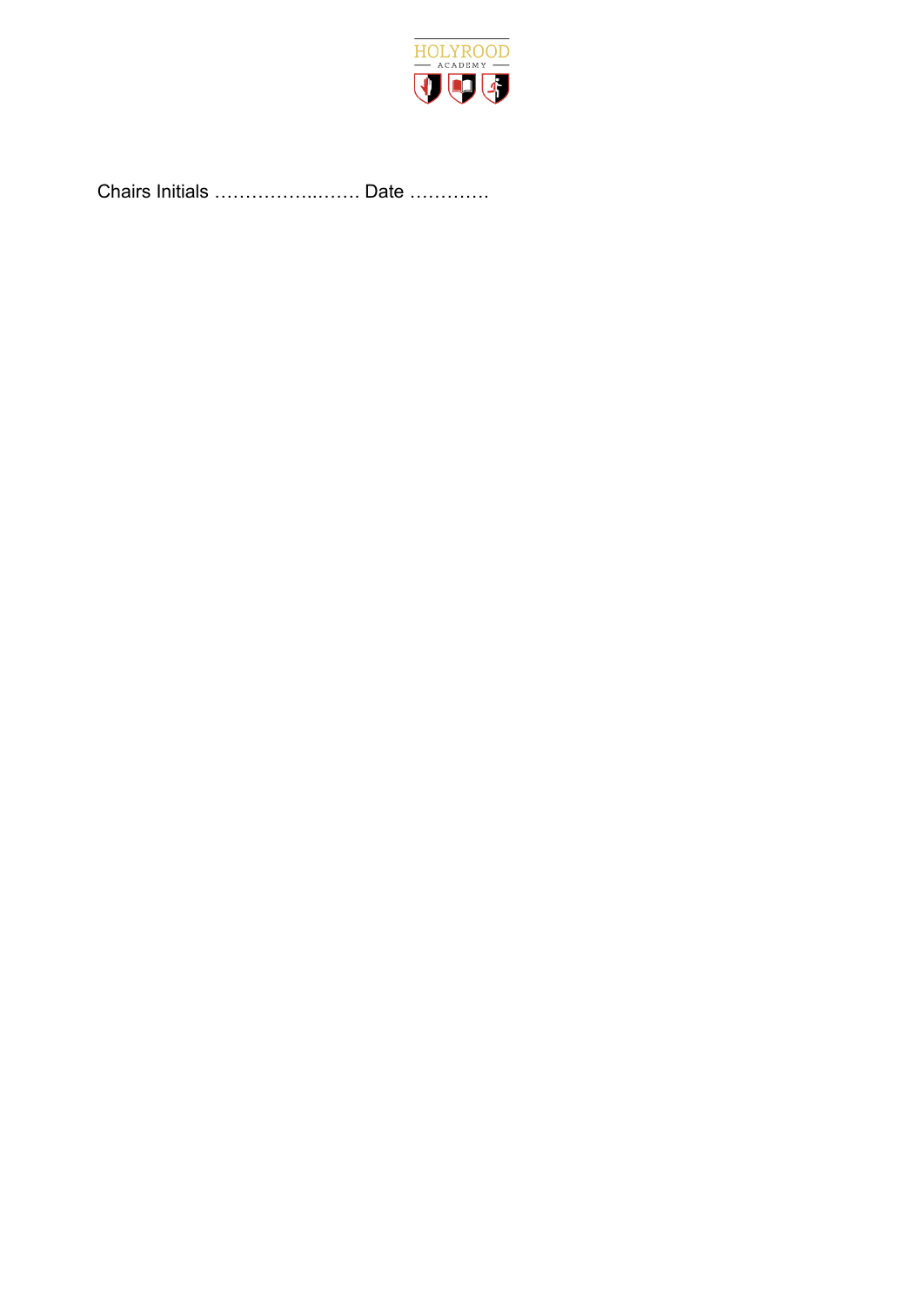Chairs Initials …………….…….. Date ………….